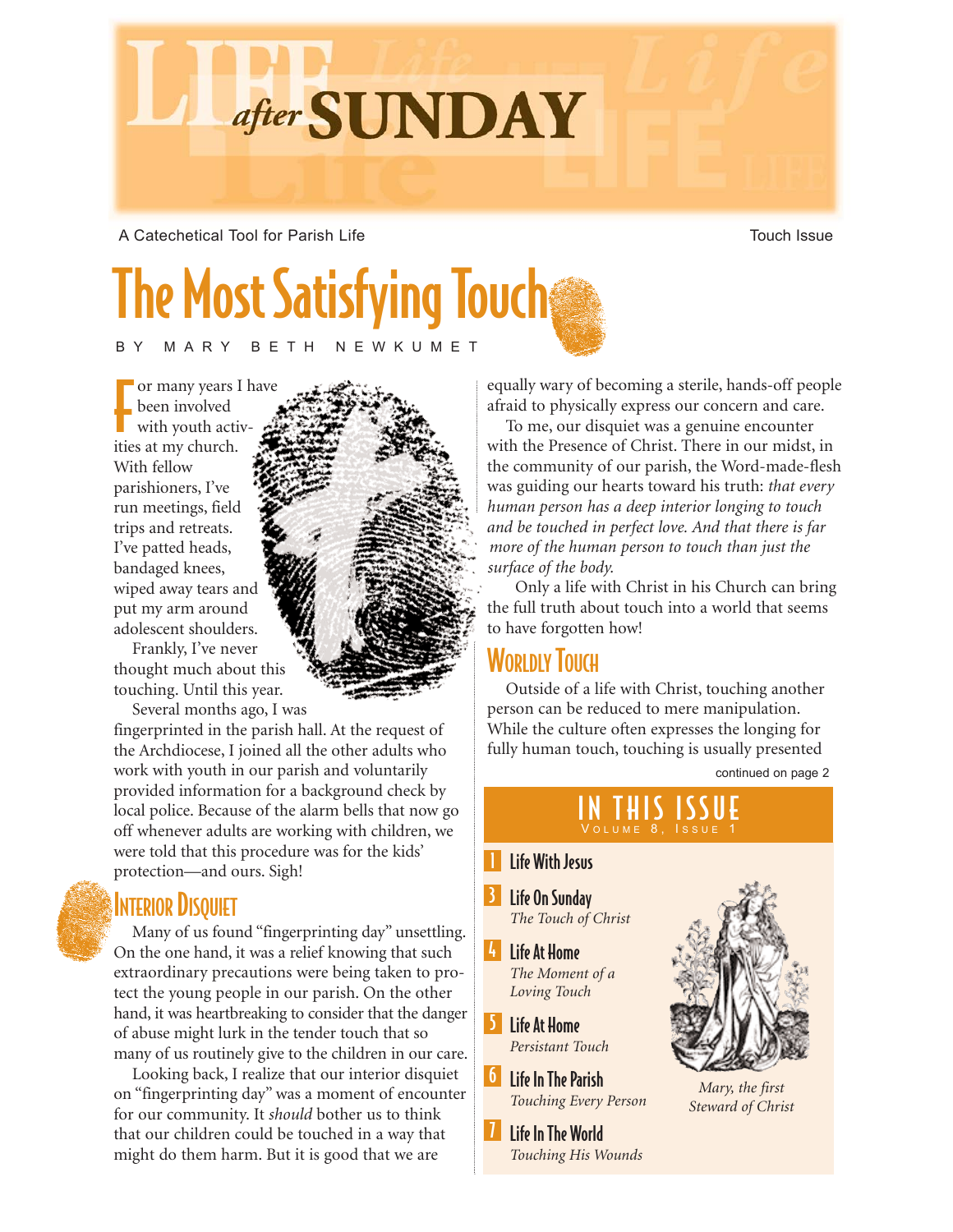# Life after SUNDAY

A Catechetical Tool for Parish Life

Touch Issue

# The Most Satisfying Touch

BY MARY BETH NEWKUMET

For many years I have been involved with youth activities at my church. With fellow parishioners, I've run meetings, field trips and retreats. I've patted heads, bandaged knees, wiped away tears and put my arm around adolescent shoulders.

Frankly, I've never thought much about this touching. Until this year.

Several months ago, I was fingerprinted in the parish hall. At the request of the Archdiocese, I joined all the other adults who work with youth in our parish and voluntarily provided information for a background check by local police. Because of the alarm bells that now go off whenever adults are working with children, we were told that this procedure was for the kids' protection—and ours. Sigh!

## Interior Disquiet

Many of us found "fingerprinting day" unsettling. On the one hand, it was a relief knowing that such extraordinary precautions were being taken to protect the young people in our parish. On the other hand, it was heartbreaking to consider that the danger of abuse might lurk in the tender touch that so many of us routinely give to the children in our care.

Looking back, I realize that our interior disquiet on "fingerprinting day" was a moment of encounter for our community. It *should* bother us to think that our children could be touched in a way that might do them harm. But it is good that we are equally wary of becoming a sterile, hands-off people afraid to physically express our concern and care.

To me, our disquiet was a genuine encounter with the Presence of Christ. There in our midst, in the community of our parish, the Word-made-flesh was guiding our hearts toward his truth: *that every human person has a deep interior longing to touch and be touched in perfect love. And that there is far more of the human person to touch than just the surface of the body.*

Only a life with Christ in his Church can bring the full truth about touch into a world that seems to have forgotten how!

## Worldly Touch

Outside of a life with Christ, touching another person can be reduced to mere manipulation. While the culture often expresses the longing for fully human touch, touching is usually presented

continued on page 2

## IN THIS ISSUE

VOLUME 8, ISSUE 1

1 **Life With Jesus**

3 **Life On Sunday**
*The Touch of Christ*

4 **Life At Home**
*The Moment of a Loving Touch*

5 **Life At Home**
*Persistant Touch*

6 **Life In The Parish**
*Touching Every Person*

7 **Life In The World**
*Touching His Wounds*

*Mary, the first Steward of Christ*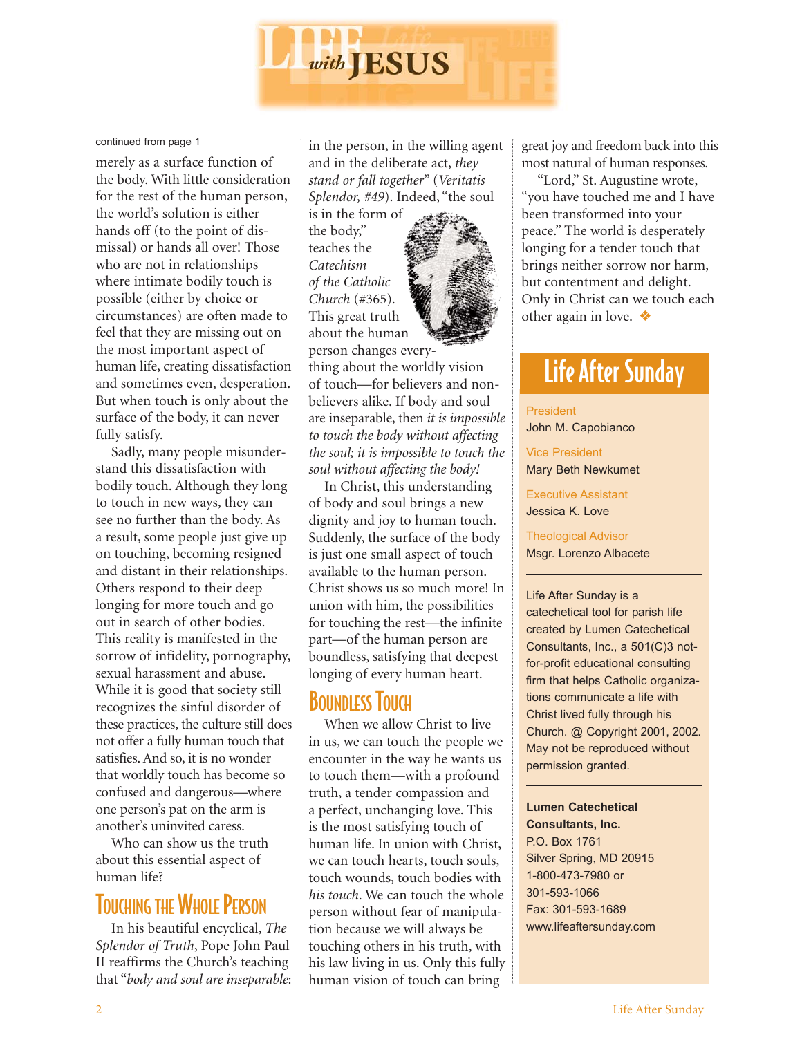# LIFE with JESUS

continued from page 1

merely as a surface function of the body. With little consideration for the rest of the human person, the world's solution is either hands off (to the point of dismissal) or hands all over! Those who are not in relationships where intimate bodily touch is possible (either by choice or circumstances) are often made to feel that they are missing out on the most important aspect of human life, creating dissatisfaction and sometimes even, desperation. But when touch is only about the surface of the body, it can never fully satisfy.

Sadly, many people misunderstand this dissatisfaction with bodily touch. Although they long to touch in new ways, they can see no further than the body. As a result, some people just give up on touching, becoming resigned and distant in their relationships. Others respond to their deep longing for more touch and go out in search of other bodies. This reality is manifested in the sorrow of infidelity, pornography, sexual harassment and abuse. While it is good that society still recognizes the sinful disorder of these practices, the culture still does not offer a fully human touch that satisfies. And so, it is no wonder that worldly touch has become so confused and dangerous—where one person's pat on the arm is another's uninvited caress.

Who can show us the truth about this essential aspect of human life?

## Touching the Whole Person

In his beautiful encyclical, *The Splendor of Truth*, Pope John Paul II reaffirms the Church's teaching that "*body and soul are inseparable*: in the person, in the willing agent and in the deliberate act, *they stand or fall together*" (*Veritatis Splendor, #49*). Indeed, "the soul is in the form of the body," teaches the *Catechism of the Catholic Church* (#365). This great truth about the human person changes everything about the worldly vision of touch—for believers and non-believers alike. If body and soul are inseparable, then *it is impossible to touch the body without affecting the soul; it is impossible to touch the soul without affecting the body!*

In Christ, this understanding of body and soul brings a new dignity and joy to human touch. Suddenly, the surface of the body is just one small aspect of touch available to the human person. Christ shows us so much more! In union with him, the possibilities for touching the rest—the infinite part—of the human person are boundless, satisfying that deepest longing of every human heart.

## Boundless Touch

When we allow Christ to live in us, we can touch the people we encounter in the way he wants us to touch them—with a profound truth, a tender compassion and a perfect, unchanging love. This is the most satisfying touch of human life. In union with Christ, we can touch hearts, touch souls, touch wounds, touch bodies with *his touch*. We can touch the whole person without fear of manipulation because we will always be touching others in his truth, with his law living in us. Only this fully human vision of touch can bring great joy and freedom back into this most natural of human responses.

"Lord," St. Augustine wrote, "you have touched me and I have been transformed into your peace." The world is desperately longing for a tender touch that brings neither sorrow nor harm, but contentment and delight. Only in Christ can we touch each other again in love. ❖

## Life After Sunday

President
John M. Capobianco

Vice President
Mary Beth Newkumet

Executive Assistant
Jessica K. Love

Theological Advisor
Msgr. Lorenzo Albacete

Life After Sunday is a catechetical tool for parish life created by Lumen Catechetical Consultants, Inc., a 501(C)3 not-for-profit educational consulting firm that helps Catholic organizations communicate a life with Christ lived fully through his Church. @ Copyright 2001, 2002. May not be reproduced without permission granted.

**Lumen Catechetical Consultants, Inc.**
P.O. Box 1761
Silver Spring, MD 20915
1-800-473-7980 or
301-593-1066
Fax: 301-593-1689
www.lifeaftersunday.com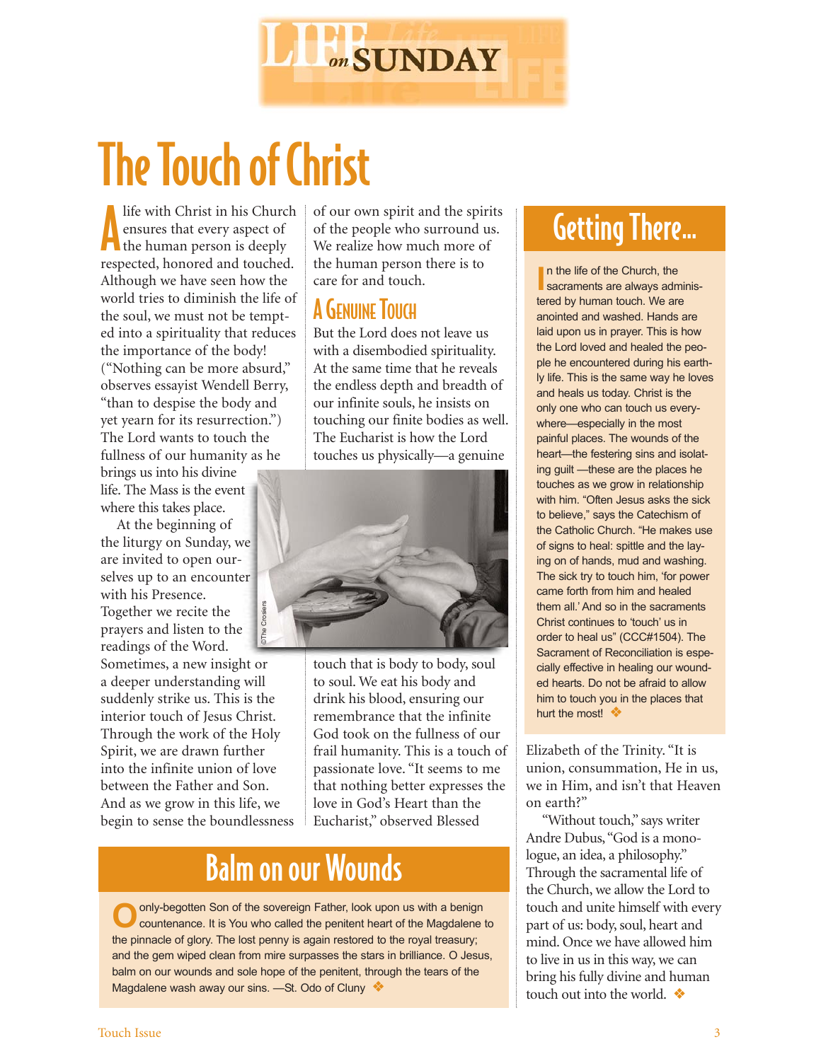# The Touch of Christ

A life with Christ in his Church ensures that every aspect of the human person is deeply respected, honored and touched. Although we have seen how the world tries to diminish the life of the soul, we must not be tempted into a spirituality that reduces the importance of the body! ("Nothing can be more absurd," observes essayist Wendell Berry, "than to despise the body and yet yearn for its resurrection.") The Lord wants to touch the fullness of our humanity as he brings us into his divine life. The Mass is the event where this takes place.

At the beginning of the liturgy on Sunday, we are invited to open ourselves up to an encounter with his Presence. Together we recite the prayers and listen to the readings of the Word. Sometimes, a new insight or a deeper understanding will suddenly strike us. This is the interior touch of Jesus Christ. Through the work of the Holy Spirit, we are drawn further into the infinite union of love between the Father and Son. And as we grow in this life, we begin to sense the boundlessness of our own spirit and the spirits of the people who surround us. We realize how much more of the human person there is to care for and touch.

## A Genuine Touch

But the Lord does not leave us with a disembodied spirituality. At the same time that he reveals the endless depth and breadth of our infinite souls, he insists on touching our finite bodies as well. The Eucharist is how the Lord touches us physically—a genuine touch that is body to body, soul to soul. We eat his body and drink his blood, ensuring our remembrance that the infinite God took on the fullness of our frail humanity. This is a touch of passionate love. "It seems to me that nothing better expresses the love in God's Heart than the Eucharist," observed Blessed Elizabeth of the Trinity. "It is union, consummation, He in us, we in Him, and isn't that Heaven on earth?"

"Without touch," says writer Andre Dubus, "God is a monologue, an idea, a philosophy." Through the sacramental life of the Church, we allow the Lord to touch and unite himself with every part of us: body, soul, heart and mind. Once we have allowed him to live in us in this way, we can bring his fully divine and human touch out into the world. ❖

©The Crosiers

## Getting There...

In the life of the Church, the sacraments are always administered by human touch. We are anointed and washed. Hands are laid upon us in prayer. This is how the Lord loved and healed the people he encountered during his earthly life. This is the same way he loves and heals us today. Christ is the only one who can touch us everywhere—especially in the most painful places. The wounds of the heart—the festering sins and isolating guilt —these are the places he touches as we grow in relationship with him. "Often Jesus asks the sick to believe," says the Catechism of the Catholic Church. "He makes use of signs to heal: spittle and the laying on of hands, mud and washing. The sick try to touch him, 'for power came forth from him and healed them all.' And so in the sacraments Christ continues to 'touch' us in order to heal us" (CCC#1504). The Sacrament of Reconciliation is especially effective in healing our wounded hearts. Do not be afraid to allow him to touch you in the places that hurt the most! ❖

## Balm on our Wounds

O only-begotten Son of the sovereign Father, look upon us with a benign countenance. It is You who called the penitent heart of the Magdalene to the pinnacle of glory. The lost penny is again restored to the royal treasury; and the gem wiped clean from mire surpasses the stars in brilliance. O Jesus, balm on our wounds and sole hope of the penitent, through the tears of the Magdalene wash away our sins. —St. Odo of Cluny ❖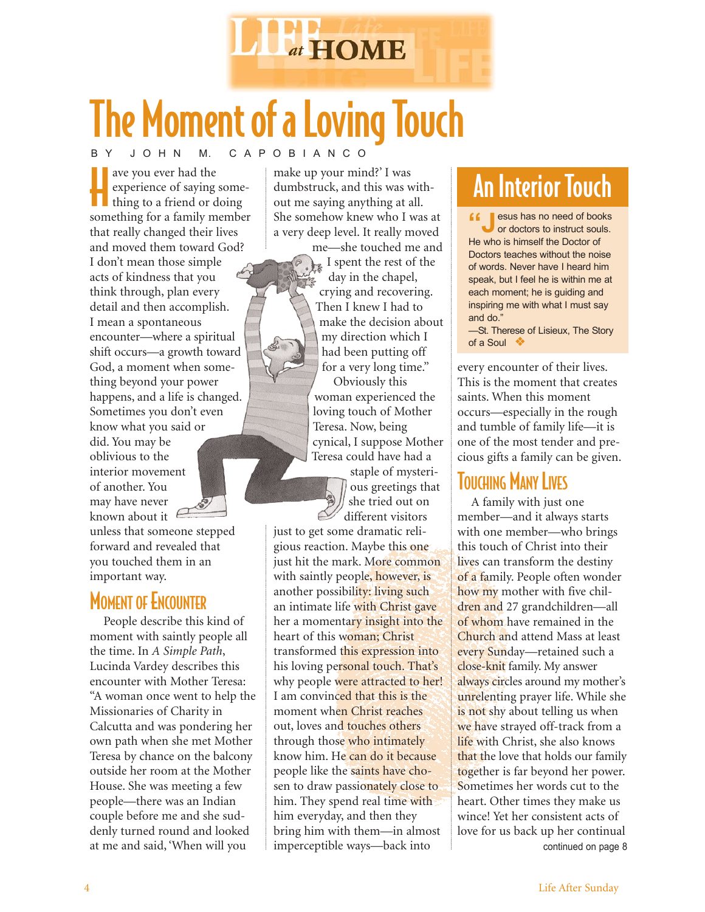# The Moment of a Loving Touch

BY JOHN M. CAPOBIANCO

Have you ever had the experience of saying something to a friend or doing something for a family member that really changed their lives and moved them toward God? I don't mean those simple acts of kindness that you think through, plan every detail and then accomplish. I mean a spontaneous encounter—where a spiritual shift occurs—a growth toward God, a moment when something beyond your power happens, and a life is changed. Sometimes you don't even know what you said or did. You may be oblivious to the interior movement of another. You may have never known about it unless that someone stepped forward and revealed that you touched them in an important way.

## Moment of Encounter

People describe this kind of moment with saintly people all the time. In *A Simple Path*, Lucinda Vardey describes this encounter with Mother Teresa: "A woman once went to help the Missionaries of Charity in Calcutta and was pondering her own path when she met Mother Teresa by chance on the balcony outside her room at the Mother House. She was meeting a few people—there was an Indian couple before me and she suddenly turned round and looked at me and said, 'When will you make up your mind?' I was dumbstruck, and this was without me saying anything at all. She somehow knew who I was at a very deep level. It really moved me—she touched me and I spent the rest of the day in the chapel, crying and recovering. Then I knew I had to make the decision about my direction which I had been putting off for a very long time."

Obviously this woman experienced the loving touch of Mother Teresa. Now, being cynical, I suppose Mother Teresa could have had a staple of mysterious greetings that she tried out on different visitors just to get some dramatic religious reaction. Maybe this one just hit the mark. More common with saintly people, however, is another possibility: living such an intimate life with Christ gave her a momentary insight into the heart of this woman; Christ transformed this expression into his loving personal touch. That's why people were attracted to her! I am convinced that this is the moment when Christ reaches out, loves and touches others through those who intimately know him. He can do it because people like the saints have chosen to draw passionately close to him. They spend real time with him everyday, and then they bring him with them—in almost imperceptible ways—back into every encounter of their lives. This is the moment that creates saints. When this moment occurs—especially in the rough and tumble of family life—it is one of the most tender and precious gifts a family can be given.

> ## An Interior Touch
>
> "Jesus has no need of books or doctors to instruct souls. He who is himself the Doctor of Doctors teaches without the noise of words. Never have I heard him speak, but I feel he is within me at each moment; he is guiding and inspiring me with what I must say and do."
>
> —St. Therese of Lisieux, The Story of a Soul ❖

## Touching Many Lives

A family with just one member—and it always starts with one member—who brings this touch of Christ into their lives can transform the destiny of a family. People often wonder how my mother with five children and 27 grandchildren—all of whom have remained in the Church and attend Mass at least every Sunday—retained such a close-knit family. My answer always circles around my mother's unrelenting prayer life. While she is not shy about telling us when we have strayed off-track from a life with Christ, she also knows that the love that holds our family together is far beyond her power. Sometimes her words cut to the heart. Other times they make us wince! Yet her consistent acts of love for us back up her continual

continued on page 8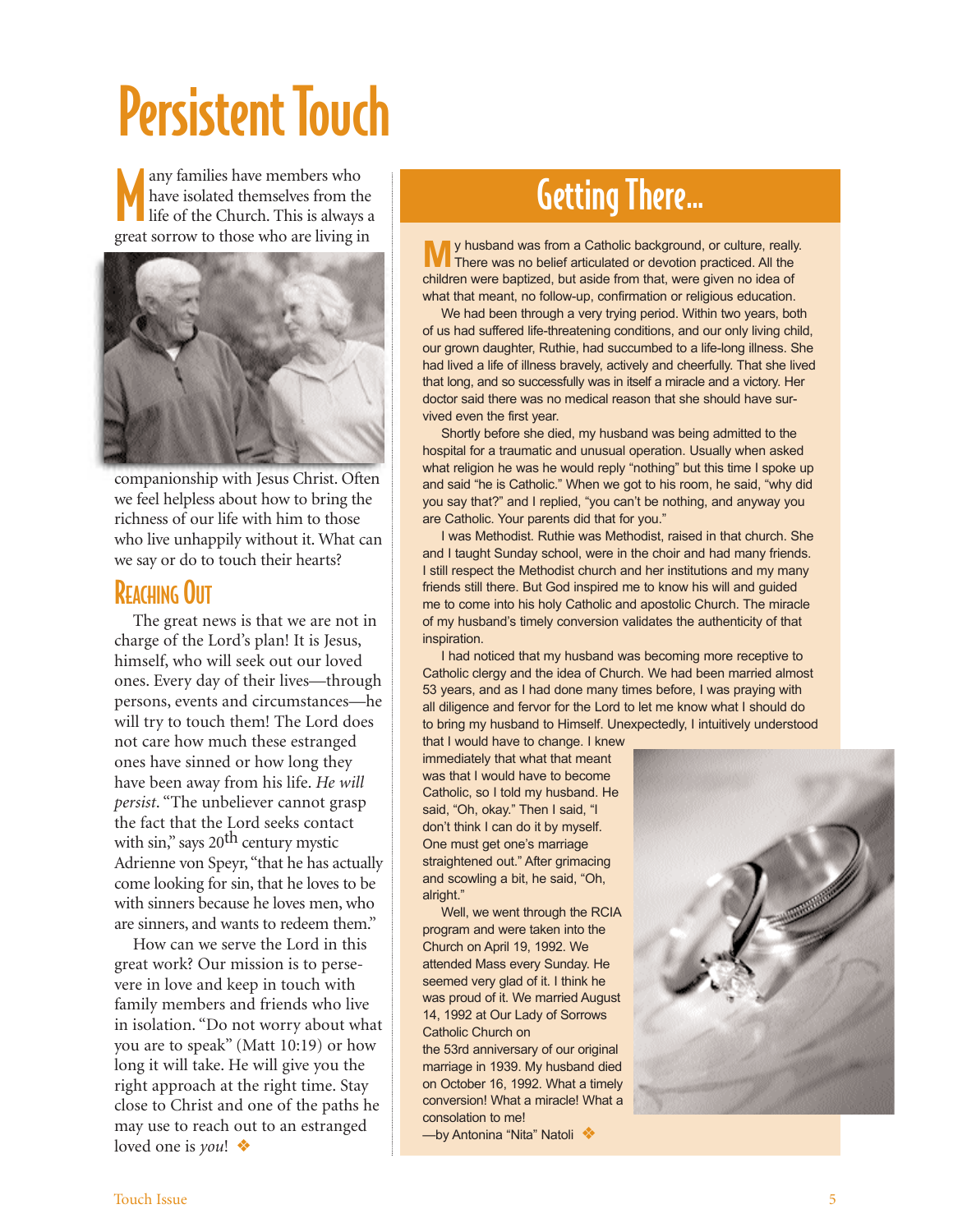# Persistent Touch

Many families have members who have isolated themselves from the life of the Church. This is always a great sorrow to those who are living in companionship with Jesus Christ. Often we feel helpless about how to bring the richness of our life with him to those who live unhappily without it. What can we say or do to touch their hearts?

## Reaching Out

The great news is that we are not in charge of the Lord's plan! It is Jesus, himself, who will seek out our loved ones. Every day of their lives—through persons, events and circumstances—he will try to touch them! The Lord does not care how much these estranged ones have sinned or how long they have been away from his life. *He will persist*. "The unbeliever cannot grasp the fact that the Lord seeks contact with sin," says 20th century mystic Adrienne von Speyr, "that he has actually come looking for sin, that he loves to be with sinners because he loves men, who are sinners, and wants to redeem them."

How can we serve the Lord in this great work? Our mission is to persevere in love and keep in touch with family members and friends who live in isolation. "Do not worry about what you are to speak" (Matt 10:19) or how long it will take. He will give you the right approach at the right time. Stay close to Christ and one of the paths he may use to reach out to an estranged loved one is *you*! ❖

## Getting There...

My husband was from a Catholic background, or culture, really. There was no belief articulated or devotion practiced. All the children were baptized, but aside from that, were given no idea of what that meant, no follow-up, confirmation or religious education.

We had been through a very trying period. Within two years, both of us had suffered life-threatening conditions, and our only living child, our grown daughter, Ruthie, had succumbed to a life-long illness. She had lived a life of illness bravely, actively and cheerfully. That she lived that long, and so successfully was in itself a miracle and a victory. Her doctor said there was no medical reason that she should have survived even the first year.

Shortly before she died, my husband was being admitted to the hospital for a traumatic and unusual operation. Usually when asked what religion he was he would reply "nothing" but this time I spoke up and said "he is Catholic." When we got to his room, he said, "why did you say that?" and I replied, "you can't be nothing, and anyway you are Catholic. Your parents did that for you."

I was Methodist. Ruthie was Methodist, raised in that church. She and I taught Sunday school, were in the choir and had many friends. I still respect the Methodist church and her institutions and my many friends still there. But God inspired me to know his will and guided me to come into his holy Catholic and apostolic Church. The miracle of my husband's timely conversion validates the authenticity of that inspiration.

I had noticed that my husband was becoming more receptive to Catholic clergy and the idea of Church. We had been married almost 53 years, and as I had done many times before, I was praying with all diligence and fervor for the Lord to let me know what I should do to bring my husband to Himself. Unexpectedly, I intuitively understood that I would have to change. I knew immediately that what that meant was that I would have to become Catholic, so I told my husband. He said, "Oh, okay." Then I said, "I don't think I can do it by myself. One must get one's marriage straightened out." After grimacing and scowling a bit, he said, "Oh, alright."

Well, we went through the RCIA program and were taken into the Church on April 19, 1992. We attended Mass every Sunday. He seemed very glad of it. I think he was proud of it. We married August 14, 1992 at Our Lady of Sorrows Catholic Church on the 53rd anniversary of our original marriage in 1939. My husband died on October 16, 1992. What a timely conversion! What a miracle! What a consolation to me!

—by Antonina "Nita" Natoli ❖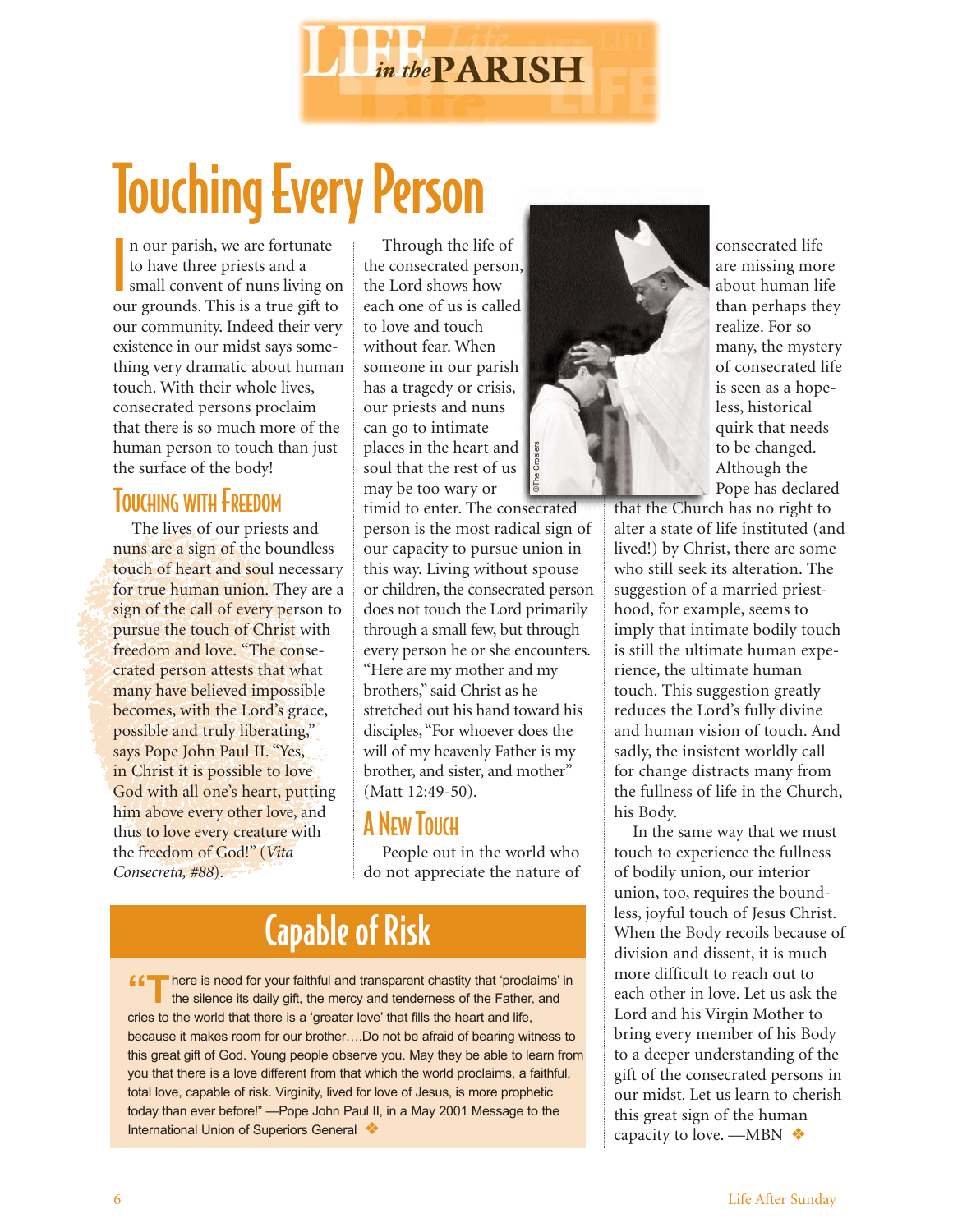# Touching Every Person

In our parish, we are fortunate to have three priests and a small convent of nuns living on our grounds. This is a true gift to our community. Indeed their very existence in our midst says something very dramatic about human touch. With their whole lives, consecrated persons proclaim that there is so much more of the human person to touch than just the surface of the body!

## Touching with Freedom

The lives of our priests and nuns are a sign of the boundless touch of heart and soul necessary for true human union. They are a sign of the call of every person to pursue the touch of Christ with freedom and love. "The consecrated person attests that what many have believed impossible becomes, with the Lord's grace, possible and truly liberating," says Pope John Paul II. "Yes, in Christ it is possible to love God with all one's heart, putting him above every other love, and thus to love every creature with the freedom of God!" (*Vita Consecreta, #88*).

Through the life of the consecrated person, the Lord shows how each one of us is called to love and touch without fear. When someone in our parish has a tragedy or crisis, our priests and nuns can go to intimate places in the heart and soul that the rest of us may be too wary or timid to enter. The consecrated person is the most radical sign of our capacity to pursue union in this way. Living without spouse or children, the consecrated person does not touch the Lord primarily through a small few, but through every person he or she encounters. "Here are my mother and my brothers," said Christ as he stretched out his hand toward his disciples, "For whoever does the will of my heavenly Father is my brother, and sister, and mother" (Matt 12:49-50).

## A New Touch

People out in the world who do not appreciate the nature of consecrated life are missing more about human life than perhaps they realize. For so many, the mystery of consecrated life is seen as a hopeless, historical quirk that needs to be changed. Although the Pope has declared that the Church has no right to alter a state of life instituted (and lived!) by Christ, there are some who still seek its alteration. The suggestion of a married priesthood, for example, seems to imply that intimate bodily touch is still the ultimate human experience, the ultimate human touch. This suggestion greatly reduces the Lord's fully divine and human vision of touch. And sadly, the insistent worldly call for change distracts many from the fullness of life in the Church, his Body.

In the same way that we must touch to experience the fullness of bodily union, our interior union, too, requires the boundless, joyful touch of Jesus Christ. When the Body recoils because of division and dissent, it is much more difficult to reach out to each other in love. Let us ask the Lord and his Virgin Mother to bring every member of his Body to a deeper understanding of the gift of the consecrated persons in our midst. Let us learn to cherish this great sign of the human capacity to love. —MBN ❖

©The Crosiers

## Capable of Risk

"There is need for your faithful and transparent chastity that 'proclaims' in the silence its daily gift, the mercy and tenderness of the Father, and cries to the world that there is a 'greater love' that fills the heart and life, because it makes room for our brother….Do not be afraid of bearing witness to this great gift of God. Young people observe you. May they be able to learn from you that there is a love different from that which the world proclaims, a faithful, total love, capable of risk. Virginity, lived for love of Jesus, is more prophetic today than ever before!" —Pope John Paul II, in a May 2001 Message to the International Union of Superiors General ❖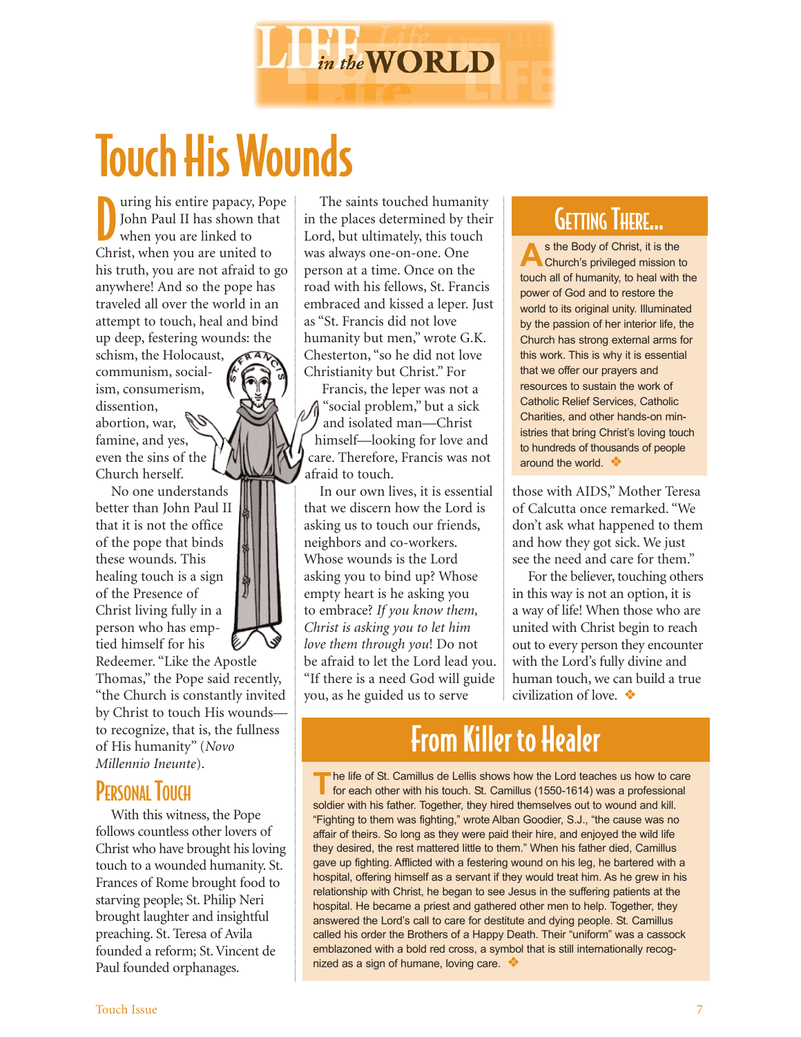# LIFE in the WORLD

## Touch His Wounds

During his entire papacy, Pope John Paul II has shown that when you are linked to Christ, when you are united to his truth, you are not afraid to go anywhere! And so the pope has traveled all over the world in an attempt to touch, heal and bind up deep, festering wounds: the schism, the Holocaust, communism, socialism, consumerism, dissention, abortion, war, famine, and yes, even the sins of the Church herself.

No one understands better than John Paul II that it is not the office of the pope that binds these wounds. This healing touch is a sign of the Presence of Christ living fully in a person who has emptied himself for his Redeemer. "Like the Apostle Thomas," the Pope said recently, "the Church is constantly invited by Christ to touch His wounds—to recognize, that is, the fullness of His humanity" (*Novo Millennio Ineunte*).

### Personal Touch

With this witness, the Pope follows countless other lovers of Christ who have brought his loving touch to a wounded humanity. St. Frances of Rome brought food to starving people; St. Philip Neri brought laughter and insightful preaching. St. Teresa of Avila founded a reform; St. Vincent de Paul founded orphanages.

The saints touched humanity in the places determined by their Lord, but ultimately, this touch was always one-on-one. One person at a time. Once on the road with his fellows, St. Francis embraced and kissed a leper. Just as "St. Francis did not love humanity but men," wrote G.K. Chesterton, "so he did not love Christianity but Christ." For Francis, the leper was not a "social problem," but a sick and isolated man—Christ himself—looking for love and care. Therefore, Francis was not afraid to touch.

In our own lives, it is essential that we discern how the Lord is asking us to touch our friends, neighbors and co-workers. Whose wounds is the Lord asking you to bind up? Whose empty heart is he asking you to embrace? *If you know them, Christ is asking you to let him love them through you*! Do not be afraid to let the Lord lead you. "If there is a need God will guide you, as he guided us to serve those with AIDS," Mother Teresa of Calcutta once remarked. "We don't ask what happened to them and how they got sick. We just see the need and care for them."

For the believer, touching others in this way is not an option, it is a way of life! When those who are united with Christ begin to reach out to every person they encounter with the Lord's fully divine and human touch, we can build a true civilization of love. ❖

### Getting There...

As the Body of Christ, it is the Church's privileged mission to touch all of humanity, to heal with the power of God and to restore the world to its original unity. Illuminated by the passion of her interior life, the Church has strong external arms for this work. This is why it is essential that we offer our prayers and resources to sustain the work of Catholic Relief Services, Catholic Charities, and other hands-on ministries that bring Christ's loving touch to hundreds of thousands of people around the world. ❖

## From Killer to Healer

The life of St. Camillus de Lellis shows how the Lord teaches us how to care for each other with his touch. St. Camillus (1550-1614) was a professional soldier with his father. Together, they hired themselves out to wound and kill. "Fighting to them was fighting," wrote Alban Goodier, S.J., "the cause was no affair of theirs. So long as they were paid their hire, and enjoyed the wild life they desired, the rest mattered little to them." When his father died, Camillus gave up fighting. Afflicted with a festering wound on his leg, he bartered with a hospital, offering himself as a servant if they would treat him. As he grew in his relationship with Christ, he began to see Jesus in the suffering patients at the hospital. He became a priest and gathered other men to help. Together, they answered the Lord's call to care for destitute and dying people. St. Camillus called his order the Brothers of a Happy Death. Their "uniform" was a cassock emblazoned with a bold red cross, a symbol that is still internationally recognized as a sign of humane, loving care. ❖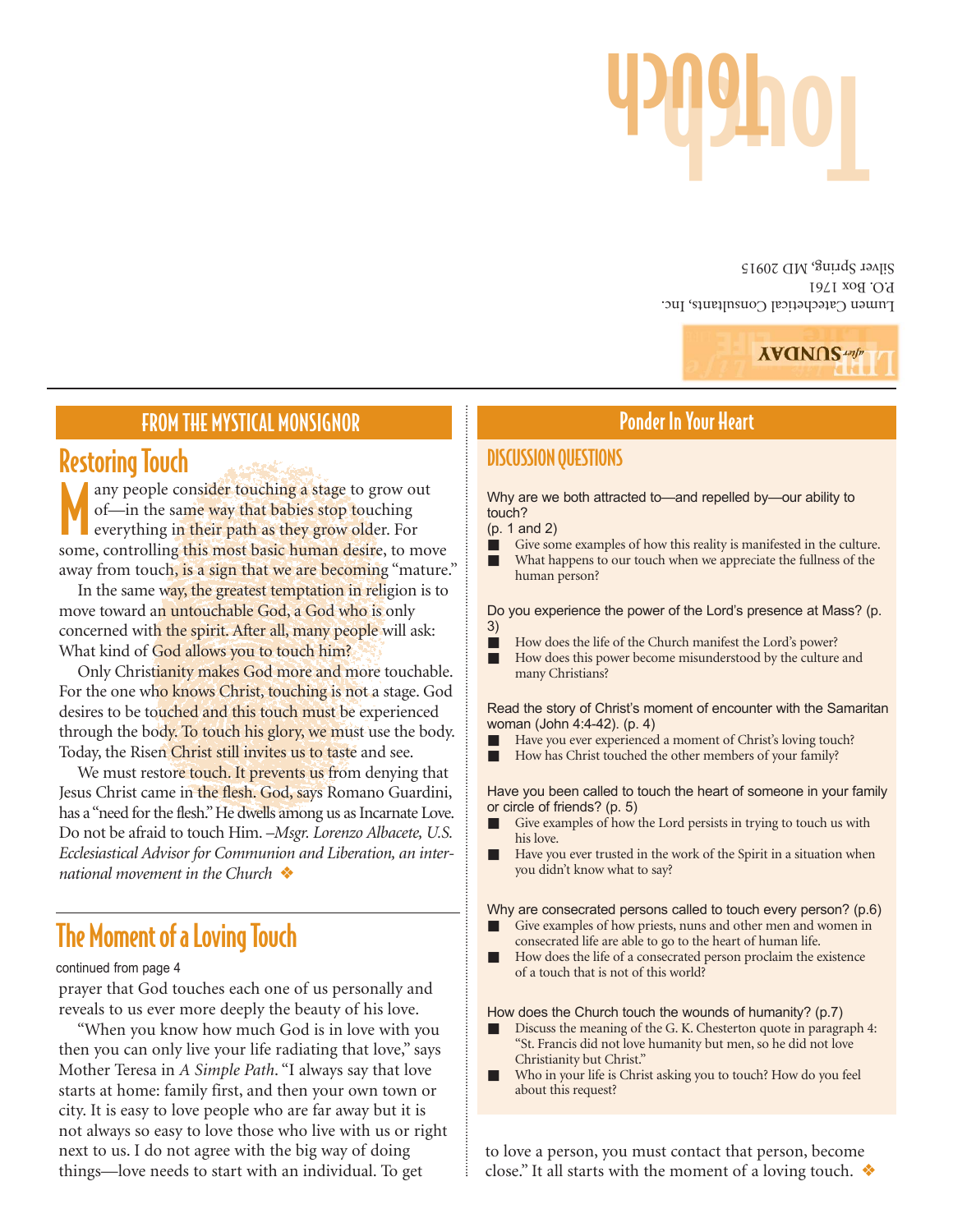Lumen Catechetical Consultants, Inc.
P.O. Box 1761
Silver Spring, MD 20915

## FROM THE MYSTICAL MONSIGNOR

### Restoring Touch

Many people consider touching a stage to grow out of—in the same way that babies stop touching everything in their path as they grow older. For some, controlling this most basic human desire, to move away from touch, is a sign that we are becoming "mature."

In the same way, the greatest temptation in religion is to move toward an untouchable God, a God who is only concerned with the spirit. After all, many people will ask: What kind of God allows you to touch him?

Only Christianity makes God more and more touchable. For the one who knows Christ, touching is not a stage. God desires to be touched and this touch must be experienced through the body. To touch his glory, we must use the body. Today, the Risen Christ still invites us to taste and see.

We must restore touch. It prevents us from denying that Jesus Christ came in the flesh. God, says Romano Guardini, has a "need for the flesh." He dwells among us as Incarnate Love. Do not be afraid to touch Him. *–Msgr. Lorenzo Albacete, U.S. Ecclesiastical Advisor for Communion and Liberation, an international movement in the Church* ❖

## The Moment of a Loving Touch

continued from page 4

prayer that God touches each one of us personally and reveals to us ever more deeply the beauty of his love.

"When you know how much God is in love with you then you can only live your life radiating that love," says Mother Teresa in *A Simple Path*. "I always say that love starts at home: family first, and then your own town or city. It is easy to love people who are far away but it is not always so easy to love those who live with us or right next to us. I do not agree with the big way of doing things—love needs to start with an individual. To get to love a person, you must contact that person, become close." It all starts with the moment of a loving touch. ❖

## Ponder In Your Heart

### DISCUSSION QUESTIONS

Why are we both attracted to—and repelled by—our ability to touch?
(p. 1 and 2)

- Give some examples of how this reality is manifested in the culture.
- What happens to our touch when we appreciate the fullness of the human person?

Do you experience the power of the Lord's presence at Mass? (p. 3)

- How does the life of the Church manifest the Lord's power?
- How does this power become misunderstood by the culture and many Christians?

Read the story of Christ's moment of encounter with the Samaritan woman (John 4:4-42). (p. 4)

- Have you ever experienced a moment of Christ's loving touch?
- How has Christ touched the other members of your family?

Have you been called to touch the heart of someone in your family or circle of friends? (p. 5)

- Give examples of how the Lord persists in trying to touch us with his love.
- Have you ever trusted in the work of the Spirit in a situation when you didn't know what to say?

Why are consecrated persons called to touch every person? (p.6)

- Give examples of how priests, nuns and other men and women in consecrated life are able to go to the heart of human life.
- How does the life of a consecrated person proclaim the existence of a touch that is not of this world?

How does the Church touch the wounds of humanity? (p.7)

- Discuss the meaning of the G. K. Chesterton quote in paragraph 4: "St. Francis did not love humanity but men, so he did not love Christianity but Christ."
- Who in your life is Christ asking you to touch? How do you feel about this request?